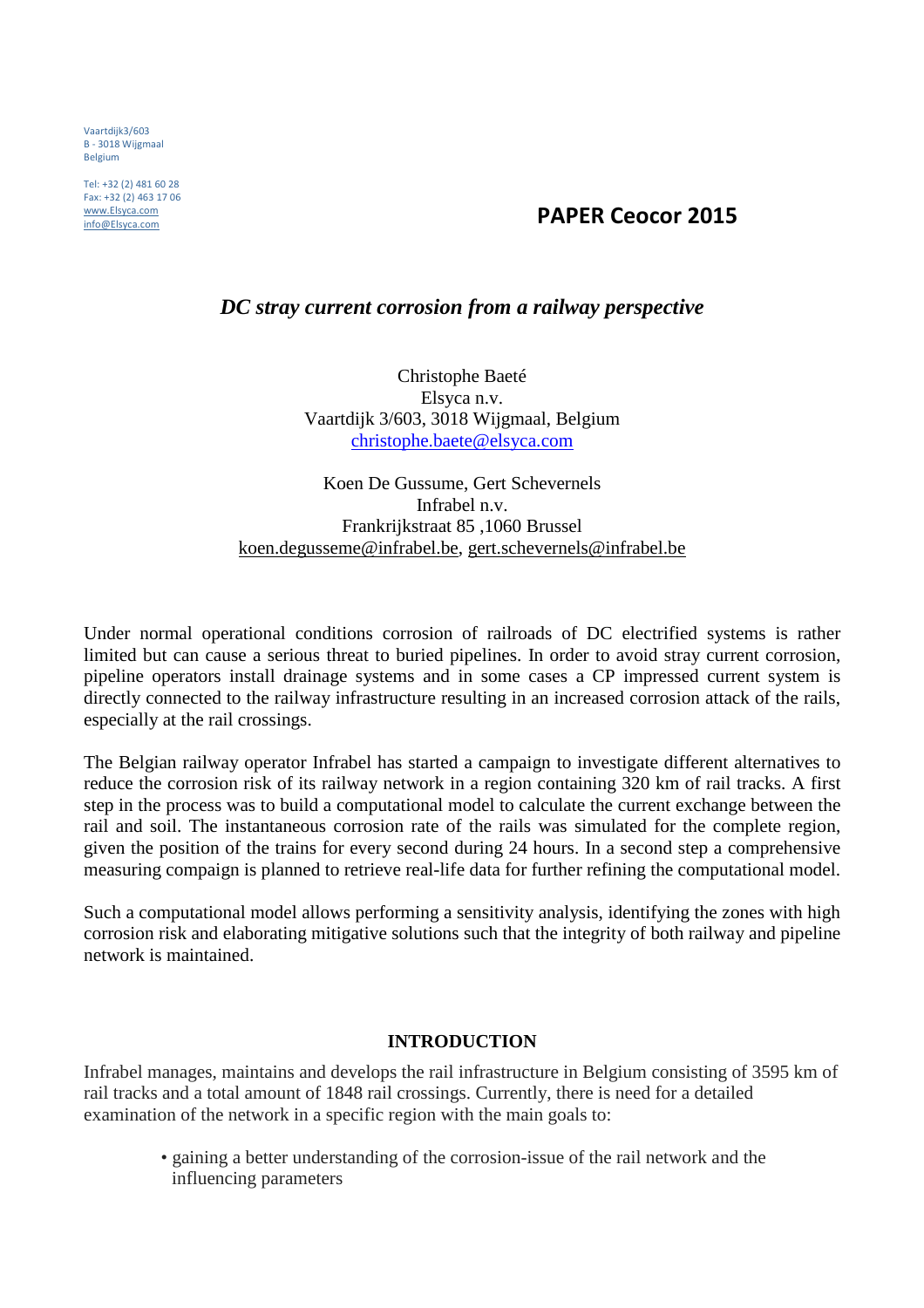Vaartdijk3/603
B - 3018 Wijgmaal
Belgium

Tel: +32 (2) 481 60 28
Fax: +32 (2) 463 17 06
www.Elsyca.com
info@Elsyca.com

**PAPER Ceocor 2015**

# *DC stray current corrosion from a railway perspective*

Christophe Baeté
Elsyca n.v.
Vaartdijk 3/603, 3018 Wijgmaal, Belgium
christophe.baete@elsyca.com

Koen De Gussume, Gert Schevernels
Infrabel n.v.
Frankrijkstraat 85 ,1060 Brussel
koen.degusseme@infrabel.be, gert.schevernels@infrabel.be

Under normal operational conditions corrosion of railroads of DC electrified systems is rather limited but can cause a serious threat to buried pipelines. In order to avoid stray current corrosion, pipeline operators install drainage systems and in some cases a CP impressed current system is directly connected to the railway infrastructure resulting in an increased corrosion attack of the rails, especially at the rail crossings.

The Belgian railway operator Infrabel has started a campaign to investigate different alternatives to reduce the corrosion risk of its railway network in a region containing 320 km of rail tracks. A first step in the process was to build a computational model to calculate the current exchange between the rail and soil. The instantaneous corrosion rate of the rails was simulated for the complete region, given the position of the trains for every second during 24 hours. In a second step a comprehensive measuring compaign is planned to retrieve real-life data for further refining the computational model.

Such a computational model allows performing a sensitivity analysis, identifying the zones with high corrosion risk and elaborating mitigative solutions such that the integrity of both railway and pipeline network is maintained.

## INTRODUCTION

Infrabel manages, maintains and develops the rail infrastructure in Belgium consisting of 3595 km of rail tracks and a total amount of 1848 rail crossings. Currently, there is need for a detailed examination of the network in a specific region with the main goals to:

- gaining a better understanding of the corrosion-issue of the rail network and the influencing parameters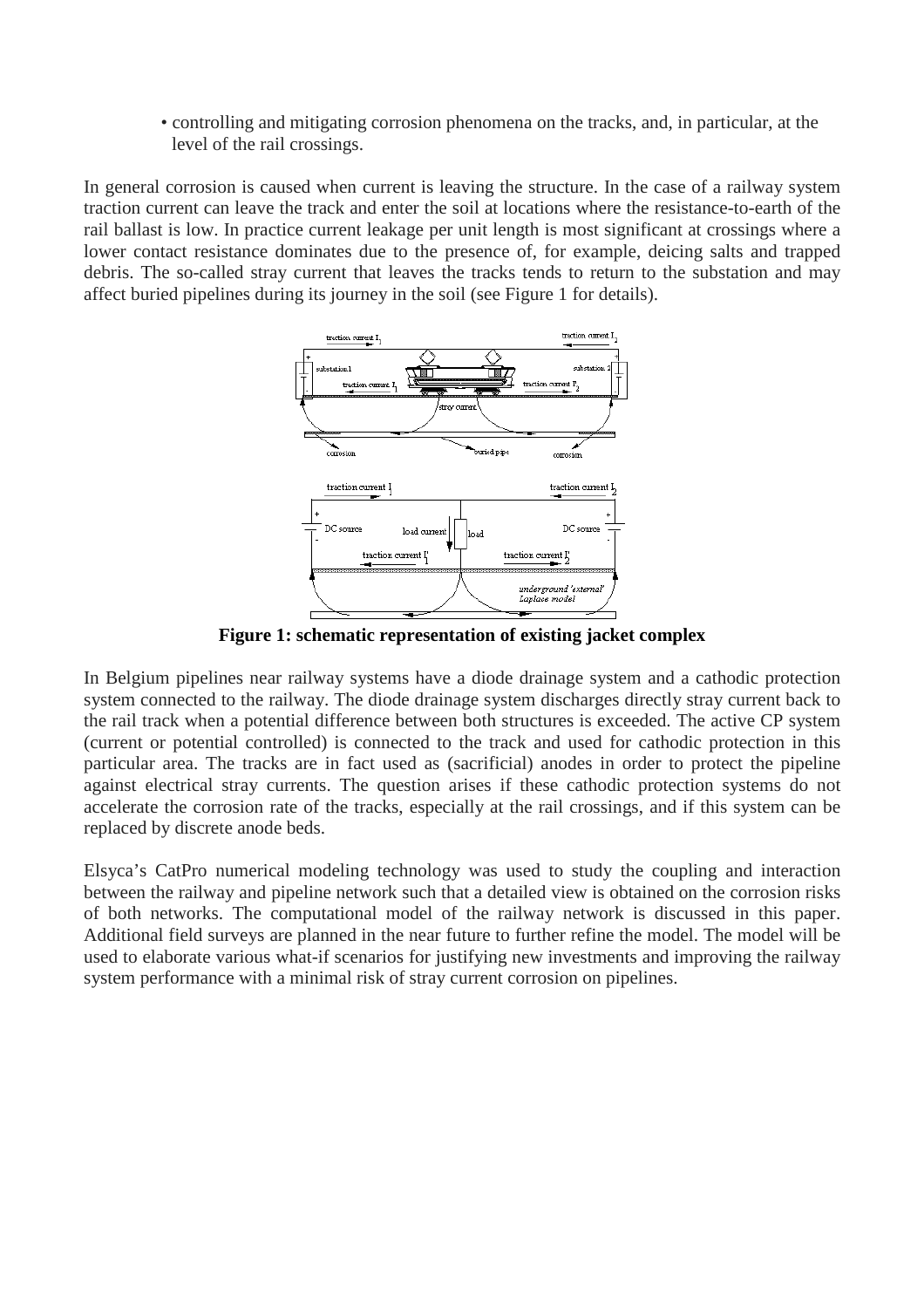- controlling and mitigating corrosion phenomena on the tracks, and, in particular, at the level of the rail crossings.

In general corrosion is caused when current is leaving the structure. In the case of a railway system traction current can leave the track and enter the soil at locations where the resistance-to-earth of the rail ballast is low. In practice current leakage per unit length is most significant at crossings where a lower contact resistance dominates due to the presence of, for example, deicing salts and trapped debris. The so-called stray current that leaves the tracks tends to return to the substation and may affect buried pipelines during its journey in the soil (see Figure 1 for details).

**Figure 1: schematic representation of existing jacket complex**

In Belgium pipelines near railway systems have a diode drainage system and a cathodic protection system connected to the railway. The diode drainage system discharges directly stray current back to the rail track when a potential difference between both structures is exceeded. The active CP system (current or potential controlled) is connected to the track and used for cathodic protection in this particular area. The tracks are in fact used as (sacrificial) anodes in order to protect the pipeline against electrical stray currents. The question arises if these cathodic protection systems do not accelerate the corrosion rate of the tracks, especially at the rail crossings, and if this system can be replaced by discrete anode beds.

Elsyca's CatPro numerical modeling technology was used to study the coupling and interaction between the railway and pipeline network such that a detailed view is obtained on the corrosion risks of both networks. The computational model of the railway network is discussed in this paper. Additional field surveys are planned in the near future to further refine the model. The model will be used to elaborate various what-if scenarios for justifying new investments and improving the railway system performance with a minimal risk of stray current corrosion on pipelines.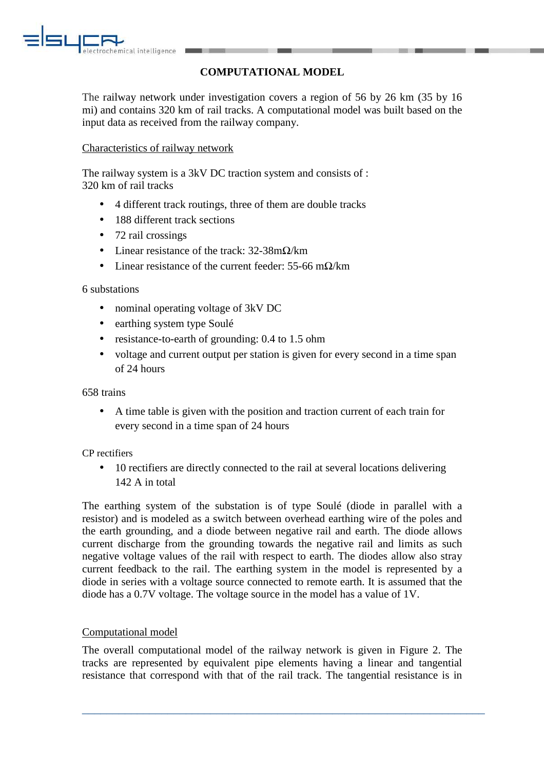# COMPUTATIONAL MODEL

The railway network under investigation covers a region of 56 by 26 km (35 by 16 mi) and contains 320 km of rail tracks. A computational model was built based on the input data as received from the railway company.

## Characteristics of railway network

The railway system is a 3kV DC traction system and consists of :
320 km of rail tracks

- 4 different track routings, three of them are double tracks
- 188 different track sections
- 72 rail crossings
- Linear resistance of the track: 32-38mΩ/km
- Linear resistance of the current feeder: 55-66 mΩ/km

6 substations

- nominal operating voltage of 3kV DC
- earthing system type Soulé
- resistance-to-earth of grounding: 0.4 to 1.5 ohm
- voltage and current output per station is given for every second in a time span of 24 hours

658 trains

- A time table is given with the position and traction current of each train for every second in a time span of 24 hours

CP rectifiers

- 10 rectifiers are directly connected to the rail at several locations delivering 142 A in total

The earthing system of the substation is of type Soulé (diode in parallel with a resistor) and is modeled as a switch between overhead earthing wire of the poles and the earth grounding, and a diode between negative rail and earth. The diode allows current discharge from the grounding towards the negative rail and limits as such negative voltage values of the rail with respect to earth. The diodes allow also stray current feedback to the rail. The earthing system in the model is represented by a diode in series with a voltage source connected to remote earth. It is assumed that the diode has a 0.7V voltage. The voltage source in the model has a value of 1V.

## Computational model

The overall computational model of the railway network is given in Figure 2. The tracks are represented by equivalent pipe elements having a linear and tangential resistance that correspond with that of the rail track. The tangential resistance is in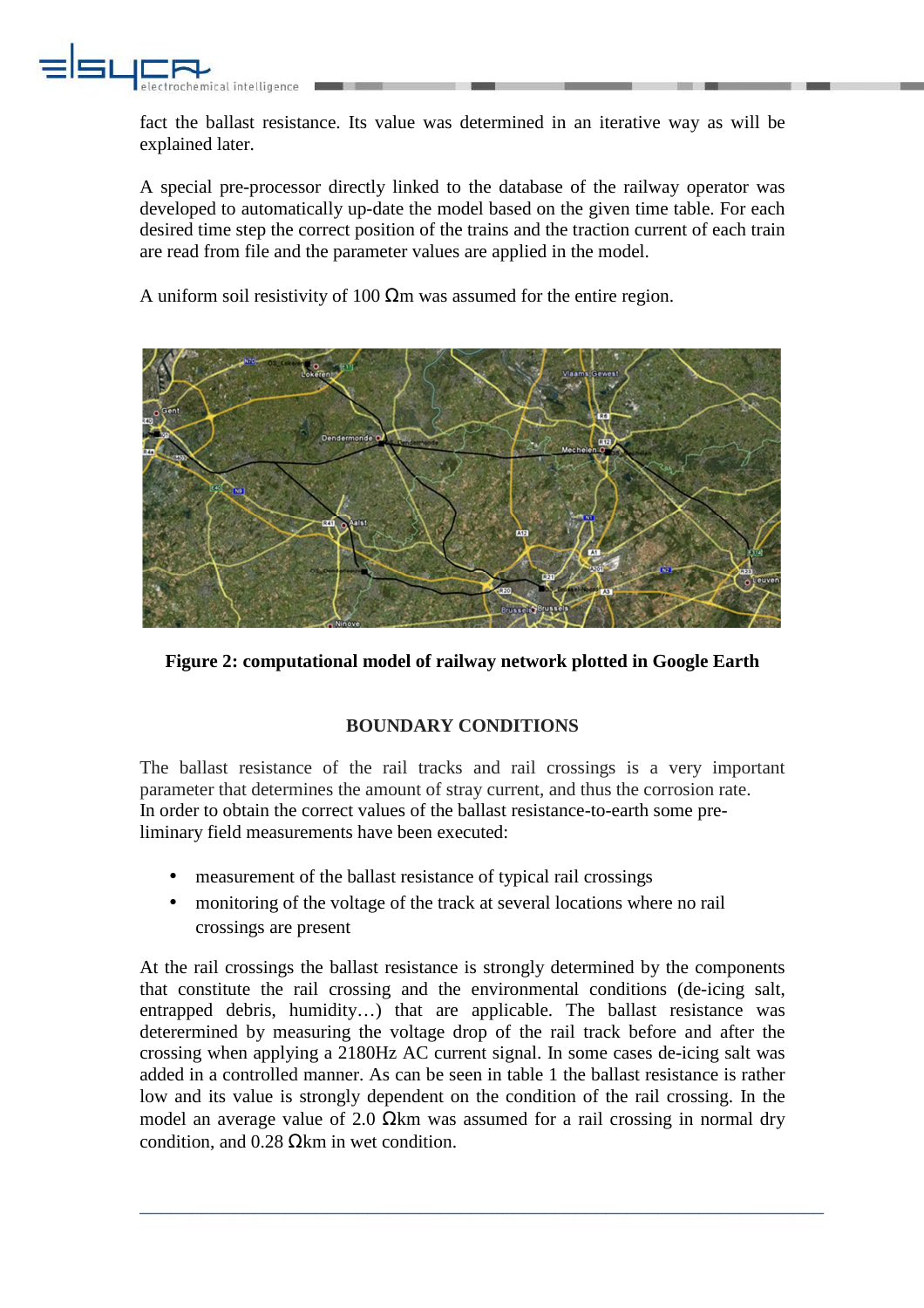fact the ballast resistance. Its value was determined in an iterative way as will be explained later.

A special pre-processor directly linked to the database of the railway operator was developed to automatically up-date the model based on the given time table. For each desired time step the correct position of the trains and the traction current of each train are read from file and the parameter values are applied in the model.

A uniform soil resistivity of 100 Ωm was assumed for the entire region.

**Figure 2: computational model of railway network plotted in Google Earth**

## BOUNDARY CONDITIONS

The ballast resistance of the rail tracks and rail crossings is a very important parameter that determines the amount of stray current, and thus the corrosion rate. In order to obtain the correct values of the ballast resistance-to-earth some pre-liminary field measurements have been executed:

- measurement of the ballast resistance of typical rail crossings
- monitoring of the voltage of the track at several locations where no rail crossings are present

At the rail crossings the ballast resistance is strongly determined by the components that constitute the rail crossing and the environmental conditions (de-icing salt, entrapped debris, humidity…) that are applicable. The ballast resistance was detererminded by measuring the voltage drop of the rail track before and after the crossing when applying a 2180Hz AC current signal. In some cases de-icing salt was added in a controlled manner. As can be seen in table 1 the ballast resistance is rather low and its value is strongly dependent on the condition of the rail crossing. In the model an average value of 2.0 Ωkm was assumed for a rail crossing in normal dry condition, and 0.28 Ωkm in wet condition.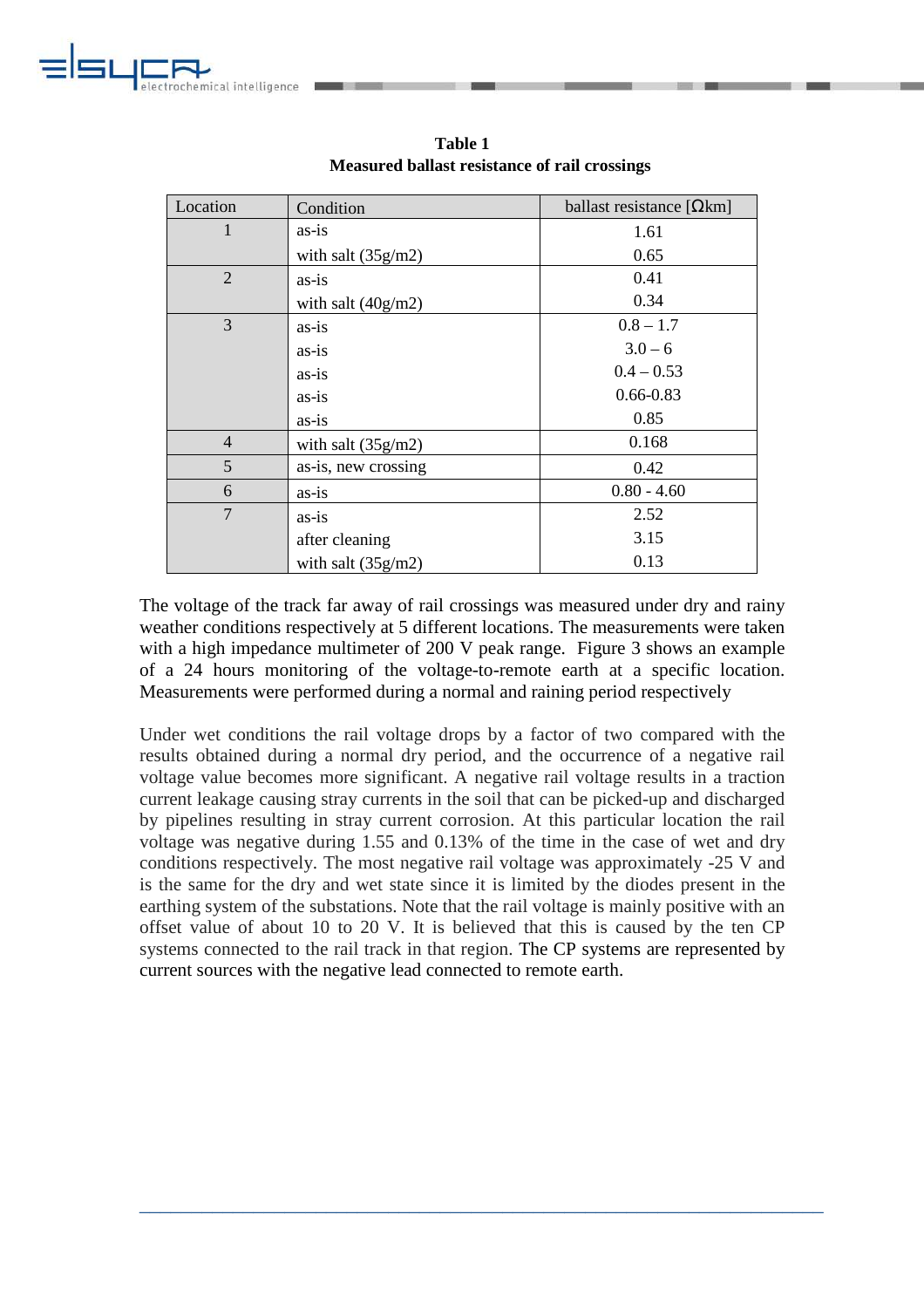**Table 1**
**Measured ballast resistance of rail crossings**

| Location | Condition | ballast resistance [Ωkm] |
|---|---|---|
| 1 | as-is | 1.61 |
| | with salt (35g/m2) | 0.65 |
| 2 | as-is | 0.41 |
| | with salt (40g/m2) | 0.34 |
| 3 | as-is | 0.8 – 1.7 |
| | as-is | 3.0 – 6 |
| | as-is | 0.4 – 0.53 |
| | as-is | 0.66-0.83 |
| | as-is | 0.85 |
| 4 | with salt (35g/m2) | 0.168 |
| 5 | as-is, new crossing | 0.42 |
| 6 | as-is | 0.80 - 4.60 |
| 7 | as-is | 2.52 |
| | after cleaning | 3.15 |
| | with salt (35g/m2) | 0.13 |

The voltage of the track far away of rail crossings was measured under dry and rainy weather conditions respectively at 5 different locations. The measurements were taken with a high impedance multimeter of 200 V peak range. Figure 3 shows an example of a 24 hours monitoring of the voltage-to-remote earth at a specific location. Measurements were performed during a normal and raining period respectively

Under wet conditions the rail voltage drops by a factor of two compared with the results obtained during a normal dry period, and the occurrence of a negative rail voltage value becomes more significant. A negative rail voltage results in a traction current leakage causing stray currents in the soil that can be picked-up and discharged by pipelines resulting in stray current corrosion. At this particular location the rail voltage was negative during 1.55 and 0.13% of the time in the case of wet and dry conditions respectively. The most negative rail voltage was approximately -25 V and is the same for the dry and wet state since it is limited by the diodes present in the earthing system of the substations. Note that the rail voltage is mainly positive with an offset value of about 10 to 20 V. It is believed that this is caused by the ten CP systems connected to the rail track in that region. The CP systems are represented by current sources with the negative lead connected to remote earth.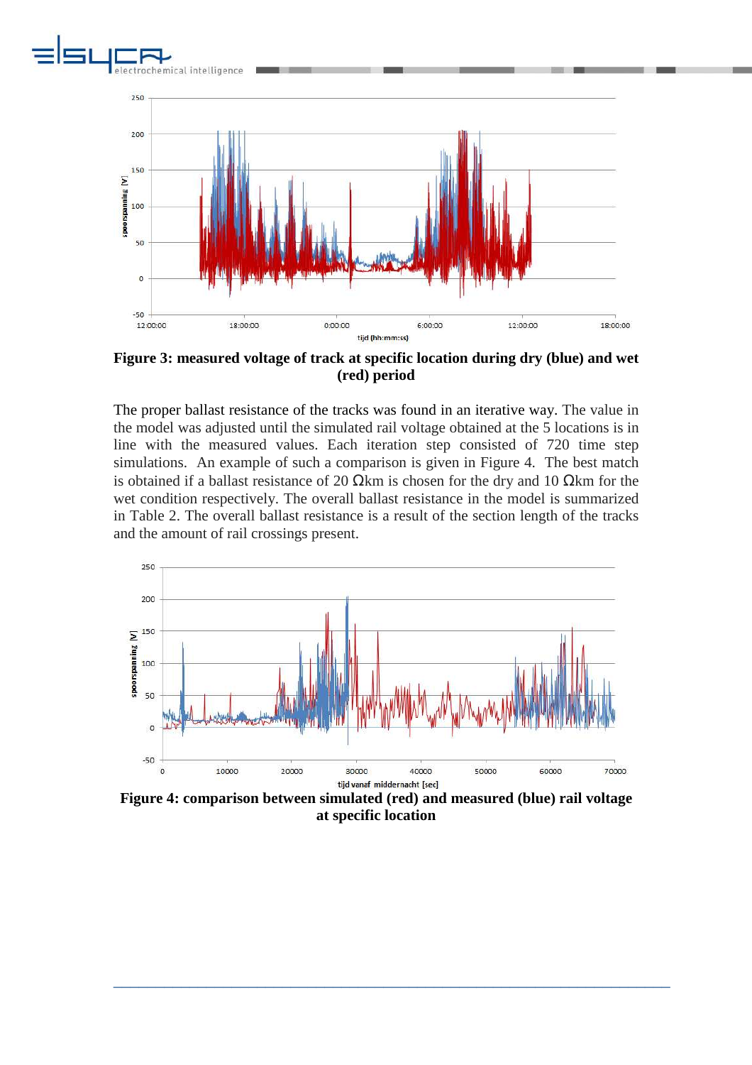**Figure 3: measured voltage of track at specific location during dry (blue) and wet (red) period**

The proper ballast resistance of the tracks was found in an iterative way. The value in the model was adjusted until the simulated rail voltage obtained at the 5 locations is in line with the measured values. Each iteration step consisted of 720 time step simulations. An example of such a comparison is given in Figure 4. The best match is obtained if a ballast resistance of 20 Ωkm is chosen for the dry and 10 Ωkm for the wet condition respectively. The overall ballast resistance in the model is summarized in Table 2. The overall ballast resistance is a result of the section length of the tracks and the amount of rail crossings present.

**Figure 4: comparison between simulated (red) and measured (blue) rail voltage at specific location**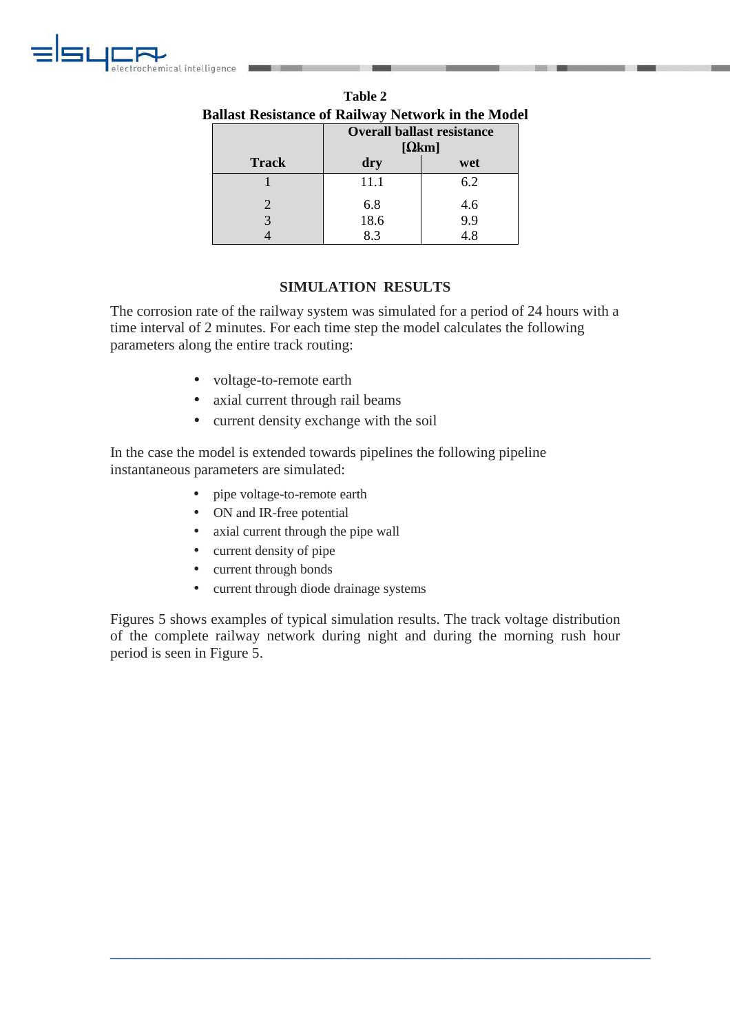**Table 2**
**Ballast Resistance of Railway Network in the Model**

| Track | Overall ballast resistance [Ωkm] | |
|---|---|---|
| | dry | wet |
| 1 | 11.1 | 6.2 |
| 2 | 6.8 | 4.6 |
| 3 | 18.6 | 9.9 |
| 4 | 8.3 | 4.8 |

## SIMULATION RESULTS

The corrosion rate of the railway system was simulated for a period of 24 hours with a time interval of 2 minutes. For each time step the model calculates the following parameters along the entire track routing:

- voltage-to-remote earth
- axial current through rail beams
- current density exchange with the soil

In the case the model is extended towards pipelines the following pipeline instantaneous parameters are simulated:

- pipe voltage-to-remote earth
- ON and IR-free potential
- axial current through the pipe wall
- current density of pipe
- current through bonds
- current through diode drainage systems

Figures 5 shows examples of typical simulation results. The track voltage distribution of the complete railway network during night and during the morning rush hour period is seen in Figure 5.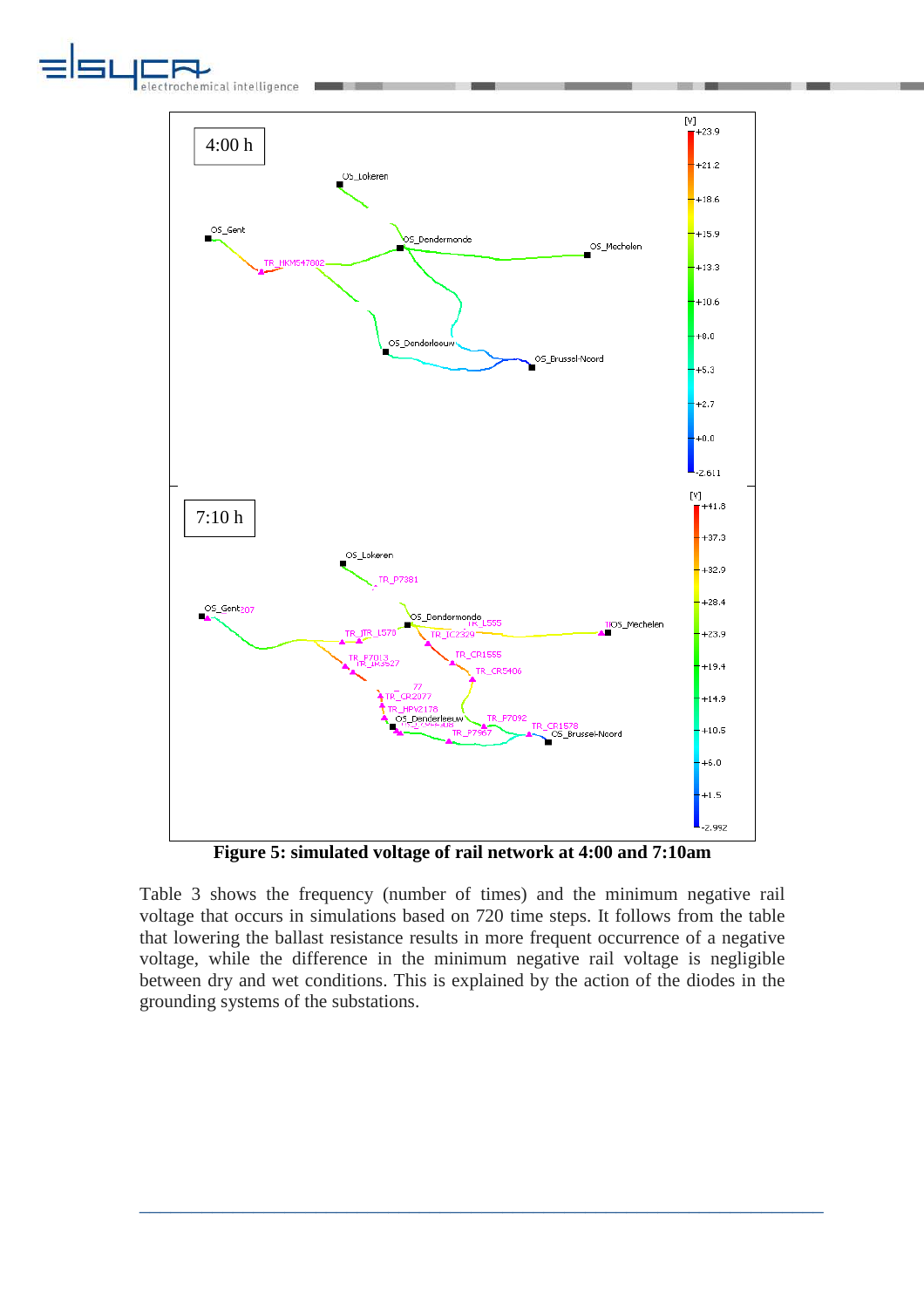**Figure 5: simulated voltage of rail network at 4:00 and 7:10am**

Table 3 shows the frequency (number of times) and the minimum negative rail voltage that occurs in simulations based on 720 time steps. It follows from the table that lowering the ballast resistance results in more frequent occurrence of a negative voltage, while the difference in the minimum negative rail voltage is negligible between dry and wet conditions. This is explained by the action of the diodes in the grounding systems of the substations.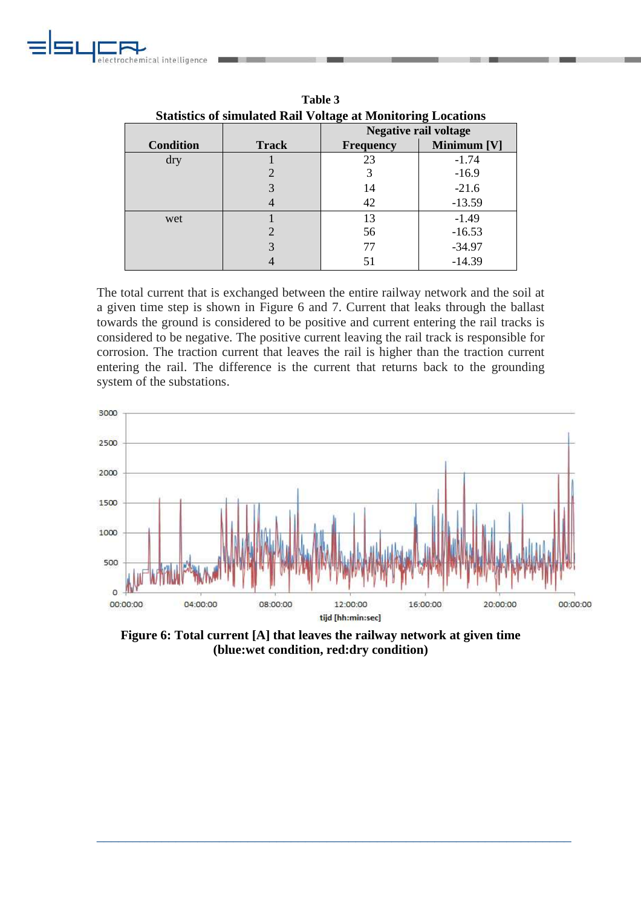**Table 3**
**Statistics of simulated Rail Voltage at Monitoring Locations**

| Condition | Track | Negative rail voltage | |
|---|---|---|---|
| | | Frequency | Minimum [V] |
| dry | 1 | 23 | -1.74 |
| | 2 | 3 | -16.9 |
| | 3 | 14 | -21.6 |
| | 4 | 42 | -13.59 |
| wet | 1 | 13 | -1.49 |
| | 2 | 56 | -16.53 |
| | 3 | 77 | -34.97 |
| | 4 | 51 | -14.39 |

The total current that is exchanged between the entire railway network and the soil at a given time step is shown in Figure 6 and 7. Current that leaks through the ballast towards the ground is considered to be positive and current entering the rail tracks is considered to be negative. The positive current leaving the rail track is responsible for corrosion. The traction current that leaves the rail is higher than the traction current entering the rail. The difference is the current that returns back to the grounding system of the substations.

**Figure 6: Total current [A] that leaves the railway network at given time (blue:wet condition, red:dry condition)**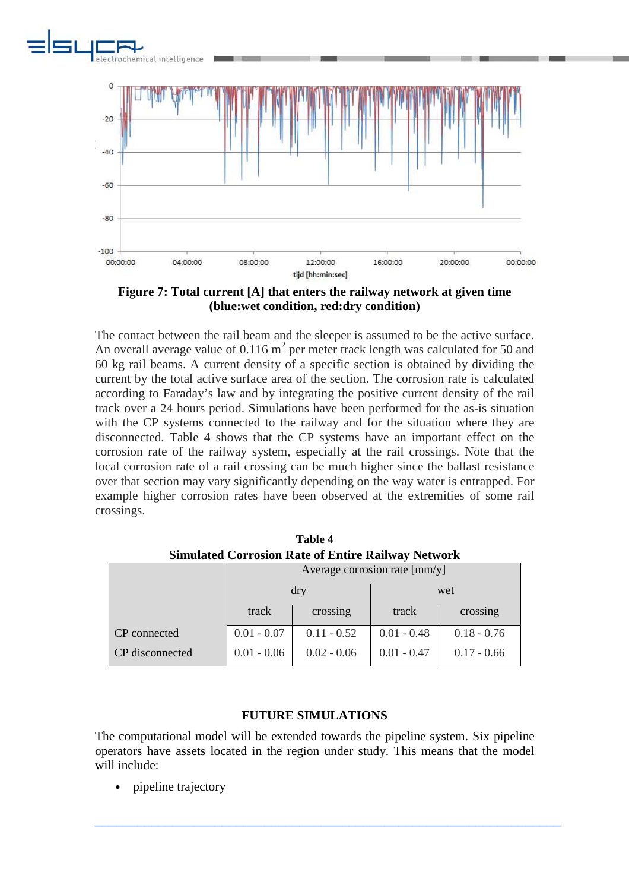**Figure 7: Total current [A] that enters the railway network at given time (blue:wet condition, red:dry condition)**

The contact between the rail beam and the sleeper is assumed to be the active surface. An overall average value of 0.116 $m^2$ per meter track length was calculated for 50 and 60 kg rail beams. A current density of a specific section is obtained by dividing the current by the total active surface area of the section. The corrosion rate is calculated according to Faraday's law and by integrating the positive current density of the rail track over a 24 hours period. Simulations have been performed for the as-is situation with the CP systems connected to the railway and for the situation where they are disconnected. Table 4 shows that the CP systems have an important effect on the corrosion rate of the railway system, especially at the rail crossings. Note that the local corrosion rate of a rail crossing can be much higher since the ballast resistance over that section may vary significantly depending on the way water is entrapped. For example higher corrosion rates have been observed at the extremities of some rail crossings.

**Table 4**
**Simulated Corrosion Rate of Entire Railway Network**

| | Average corrosion rate [mm/y] | | | |
|---|---|---|---|---|
| | dry | | wet | |
| | track | crossing | track | crossing |
| CP connected | 0.01 - 0.07 | 0.11 - 0.52 | 0.01 - 0.48 | 0.18 - 0.76 |
| CP disconnected | 0.01 - 0.06 | 0.02 - 0.06 | 0.01 - 0.47 | 0.17 - 0.66 |

## FUTURE SIMULATIONS

The computational model will be extended towards the pipeline system. Six pipeline operators have assets located in the region under study. This means that the model will include:

- pipeline trajectory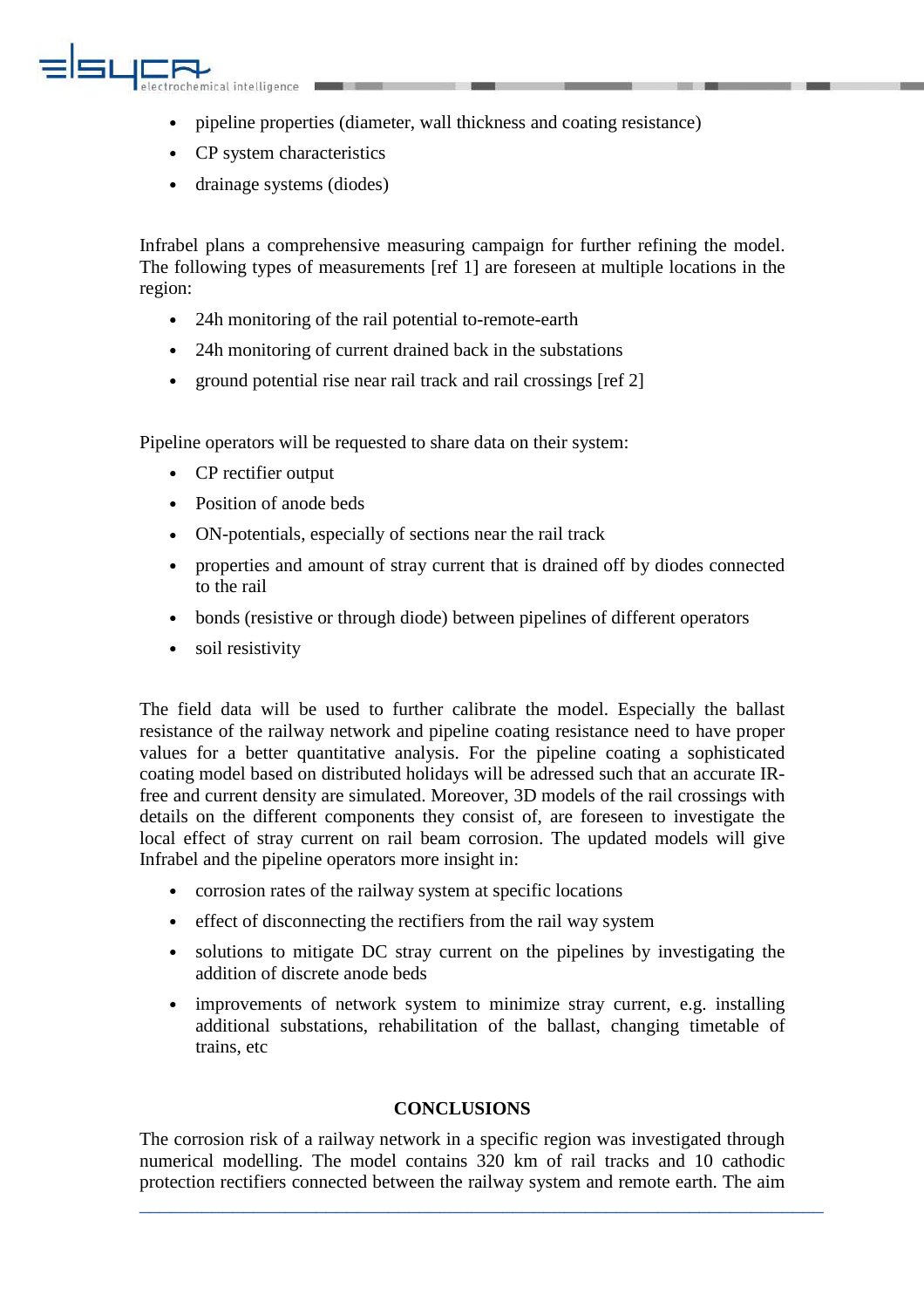- pipeline properties (diameter, wall thickness and coating resistance)
- CP system characteristics
- drainage systems (diodes)

Infrabel plans a comprehensive measuring campaign for further refining the model. The following types of measurements [ref 1] are foreseen at multiple locations in the region:

- 24h monitoring of the rail potential to-remote-earth
- 24h monitoring of current drained back in the substations
- ground potential rise near rail track and rail crossings [ref 2]

Pipeline operators will be requested to share data on their system:

- CP rectifier output
- Position of anode beds
- ON-potentials, especially of sections near the rail track
- properties and amount of stray current that is drained off by diodes connected to the rail
- bonds (resistive or through diode) between pipelines of different operators
- soil resistivity

The field data will be used to further calibrate the model. Especially the ballast resistance of the railway network and pipeline coating resistance need to have proper values for a better quantitative analysis. For the pipeline coating a sophisticated coating model based on distributed holidays will be adressed such that an accurate IR-free and current density are simulated. Moreover, 3D models of the rail crossings with details on the different components they consist of, are foreseen to investigate the local effect of stray current on rail beam corrosion. The updated models will give Infrabel and the pipeline operators more insight in:

- corrosion rates of the railway system at specific locations
- effect of disconnecting the rectifiers from the rail way system
- solutions to mitigate DC stray current on the pipelines by investigating the addition of discrete anode beds
- improvements of network system to minimize stray current, e.g. installing additional substations, rehabilitation of the ballast, changing timetable of trains, etc

## CONCLUSIONS

The corrosion risk of a railway network in a specific region was investigated through numerical modelling. The model contains 320 km of rail tracks and 10 cathodic protection rectifiers connected between the railway system and remote earth. The aim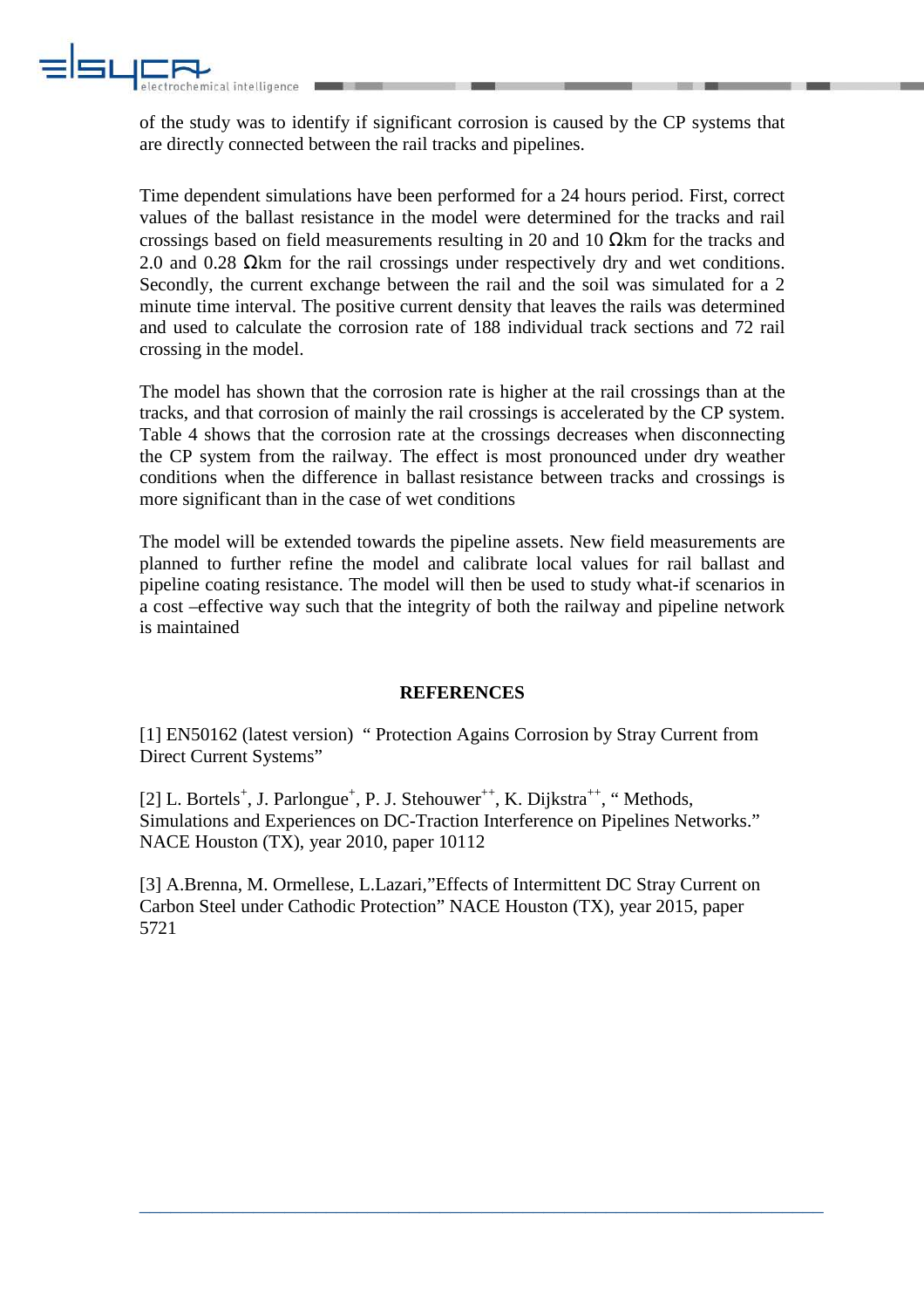of the study was to identify if significant corrosion is caused by the CP systems that are directly connected between the rail tracks and pipelines.

Time dependent simulations have been performed for a 24 hours period. First, correct values of the ballast resistance in the model were determined for the tracks and rail crossings based on field measurements resulting in 20 and 10 Ωkm for the tracks and 2.0 and 0.28 Ωkm for the rail crossings under respectively dry and wet conditions. Secondly, the current exchange between the rail and the soil was simulated for a 2 minute time interval. The positive current density that leaves the rails was determined and used to calculate the corrosion rate of 188 individual track sections and 72 rail crossing in the model.

The model has shown that the corrosion rate is higher at the rail crossings than at the tracks, and that corrosion of mainly the rail crossings is accelerated by the CP system. Table 4 shows that the corrosion rate at the crossings decreases when disconnecting the CP system from the railway. The effect is most pronounced under dry weather conditions when the difference in ballast resistance between tracks and crossings is more significant than in the case of wet conditions

The model will be extended towards the pipeline assets. New field measurements are planned to further refine the model and calibrate local values for rail ballast and pipeline coating resistance. The model will then be used to study what-if scenarios in a cost –effective way such that the integrity of both the railway and pipeline network is maintained

## REFERENCES

[1] EN50162 (latest version) " Protection Agains Corrosion by Stray Current from Direct Current Systems"

[2] L. Bortels[+], J. Parlongue[+], P. J. Stehouwer[++], K. Dijkstra[++], " Methods, Simulations and Experiences on DC-Traction Interference on Pipelines Networks." NACE Houston (TX), year 2010, paper 10112

[3] A.Brenna, M. Ormellese, L.Lazari,"Effects of Intermittent DC Stray Current on Carbon Steel under Cathodic Protection" NACE Houston (TX), year 2015, paper 5721